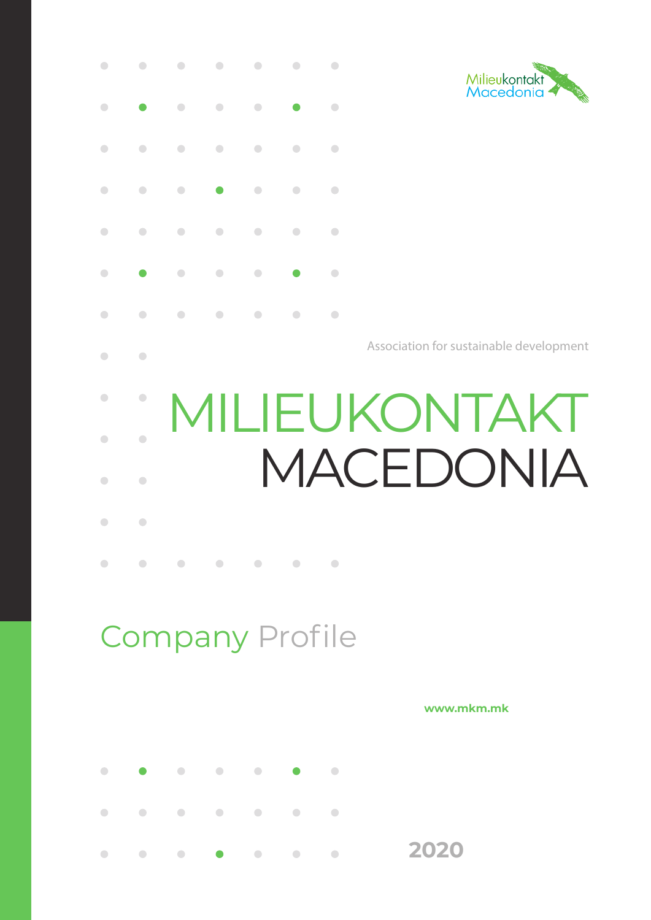Milieukontakt Macedonia

Association for sustainable development

# MILIEUKONTAKT MACEDONIA

## Company Profile

**www.mkm.mk**

**2020**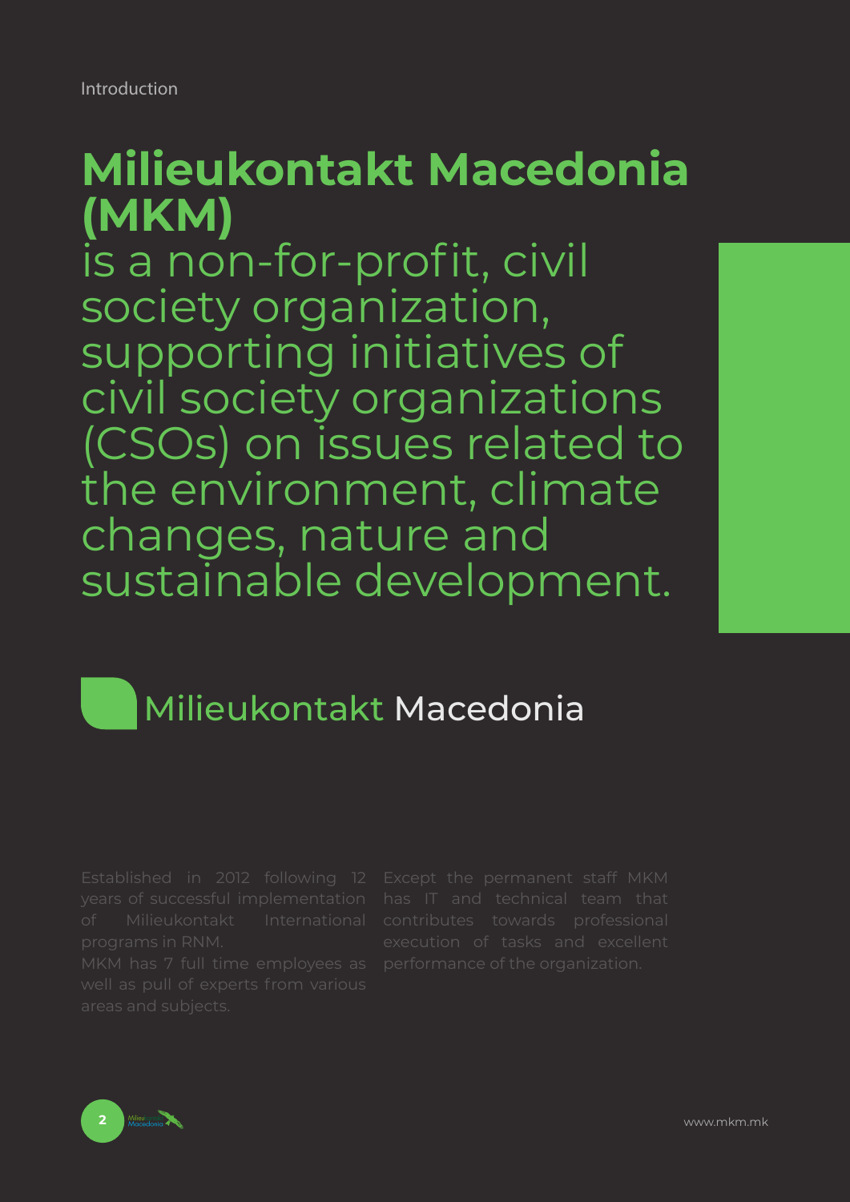Introduction

# Milieukontakt Macedonia (MKM)

is a non-for-profit, civil society organization, supporting initiatives of civil society organizations (CSOs) on issues related to the environment, climate changes, nature and sustainable development.

## Milieukontakt Macedonia

Established in 2012 following 12 years of successful implementation of Milieukontakt International programs in RNM.
MKM has 7 full time employees as well as pull of experts from various areas and subjects.

Except the permanent staff MKM has IT and technical team that contributes towards professional execution of tasks and excellent performance of the organization.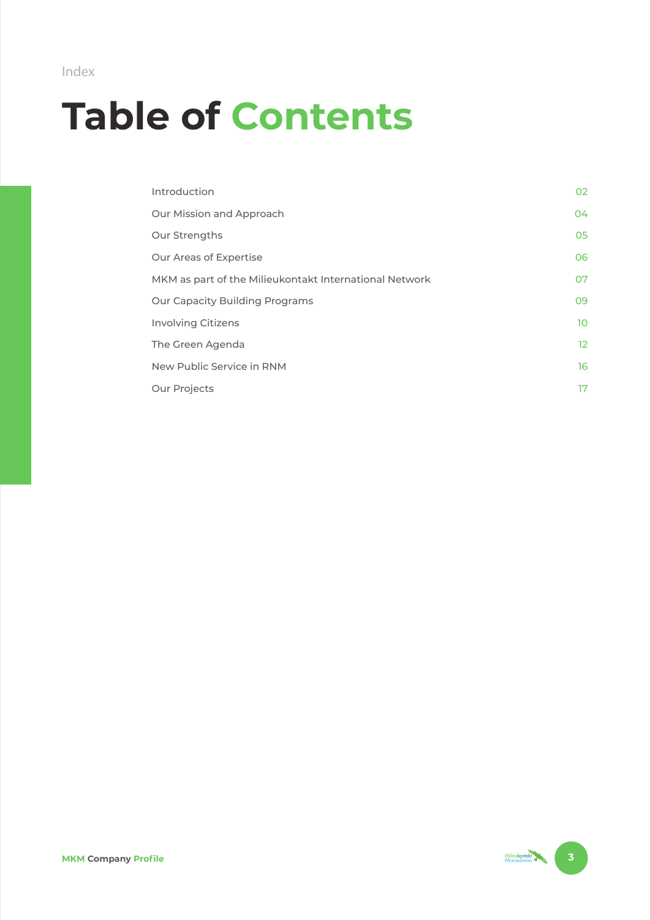Index

# Table of Contents

| | |
|---|---|
| Introduction | 02 |
| Our Mission and Approach | 04 |
| Our Strengths | 05 |
| Our Areas of Expertise | 06 |
| MKM as part of the Milieukontakt International Network | 07 |
| Our Capacity Building Programs | 09 |
| Involving Citizens | 10 |
| The Green Agenda | 12 |
| New Public Service in RNM | 16 |
| Our Projects | 17 |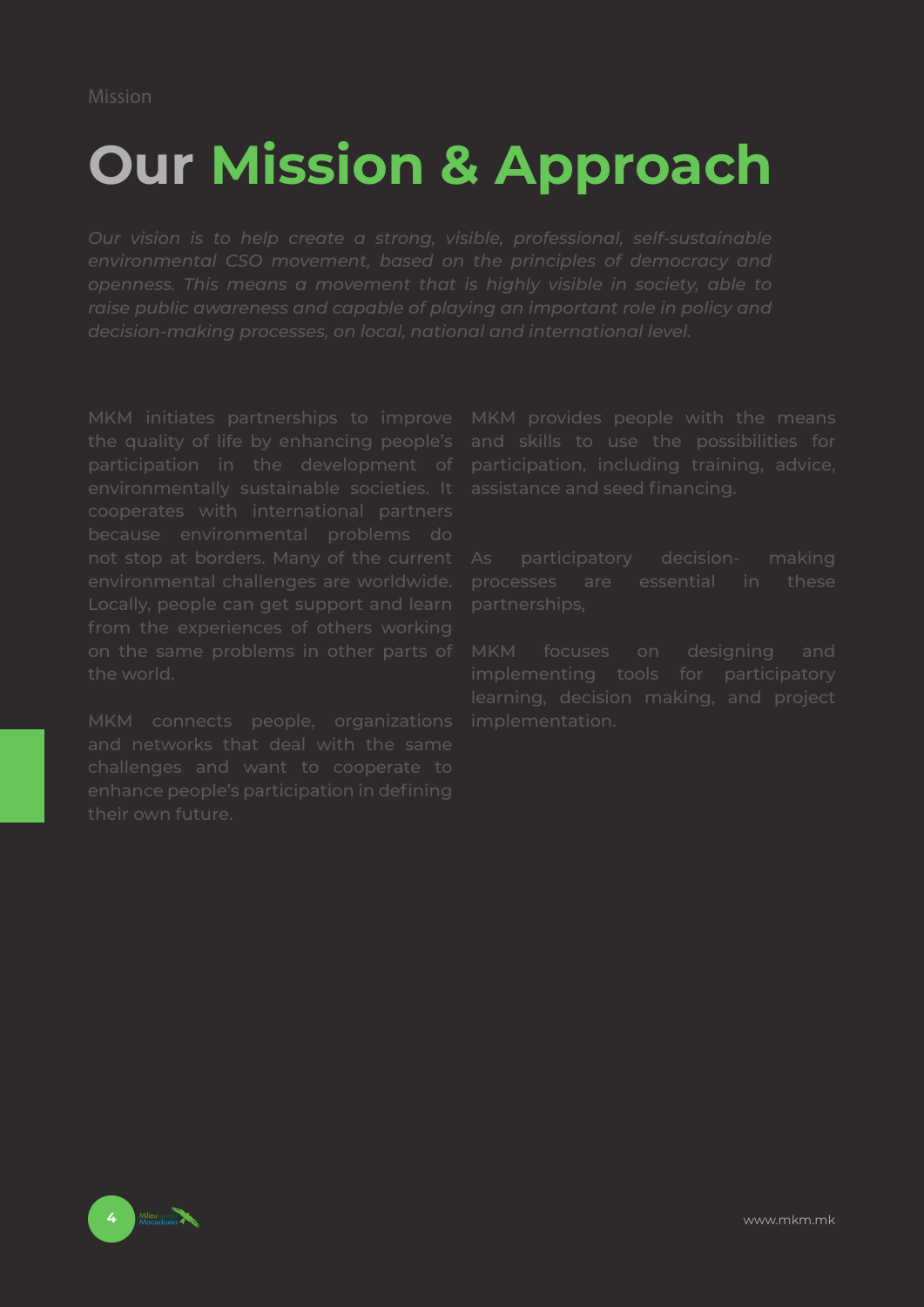# Our Mission & Approach

*Our vision is to help create a strong, visible, professional, self-sustainable environmental CSO movement, based on the principles of democracy and openness. This means a movement that is highly visible in society, able to raise public awareness and capable of playing an important role in policy and decision-making processes, on local, national and international level.*

MKM initiates partnerships to improve the quality of life by enhancing people's participation in the development of environmentally sustainable societies. It cooperates with international partners because environmental problems do not stop at borders. Many of the current environmental challenges are worldwide. Locally, people can get support and learn from the experiences of others working on the same problems in other parts of the world.

MKM connects people, organizations and networks that deal with the same challenges and want to cooperate to enhance people's participation in defining their own future.

MKM provides people with the means and skills to use the possibilities for participation, including training, advice, assistance and seed financing.

As participatory decision- making processes are essential in these partnerships,

MKM focuses on designing and implementing tools for participatory learning, decision making, and project implementation.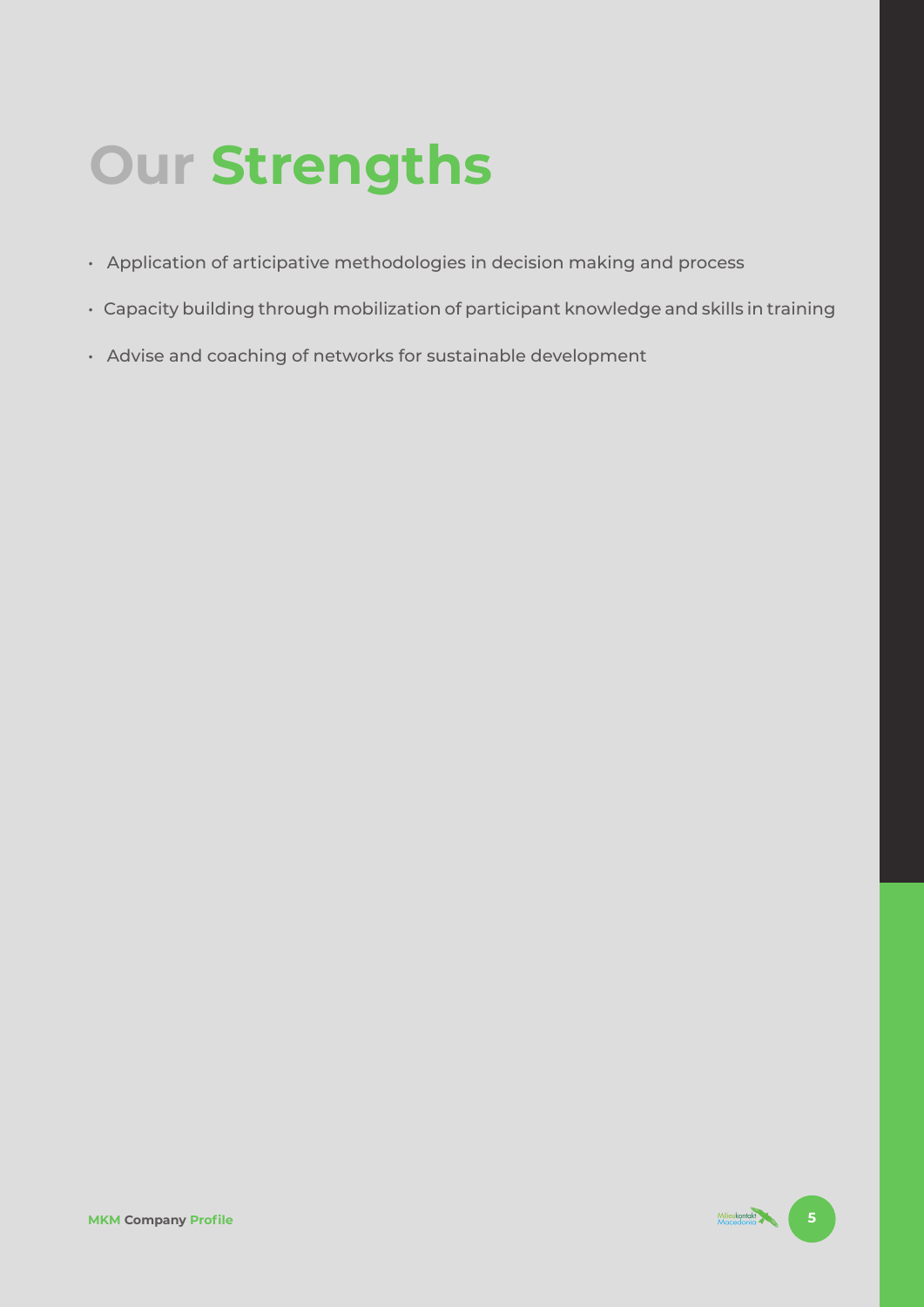# Our Strengths

- Application of articipative methodologies in decision making and process
- Capacity building through mobilization of participant knowledge and skills in training
- Advise and coaching of networks for sustainable development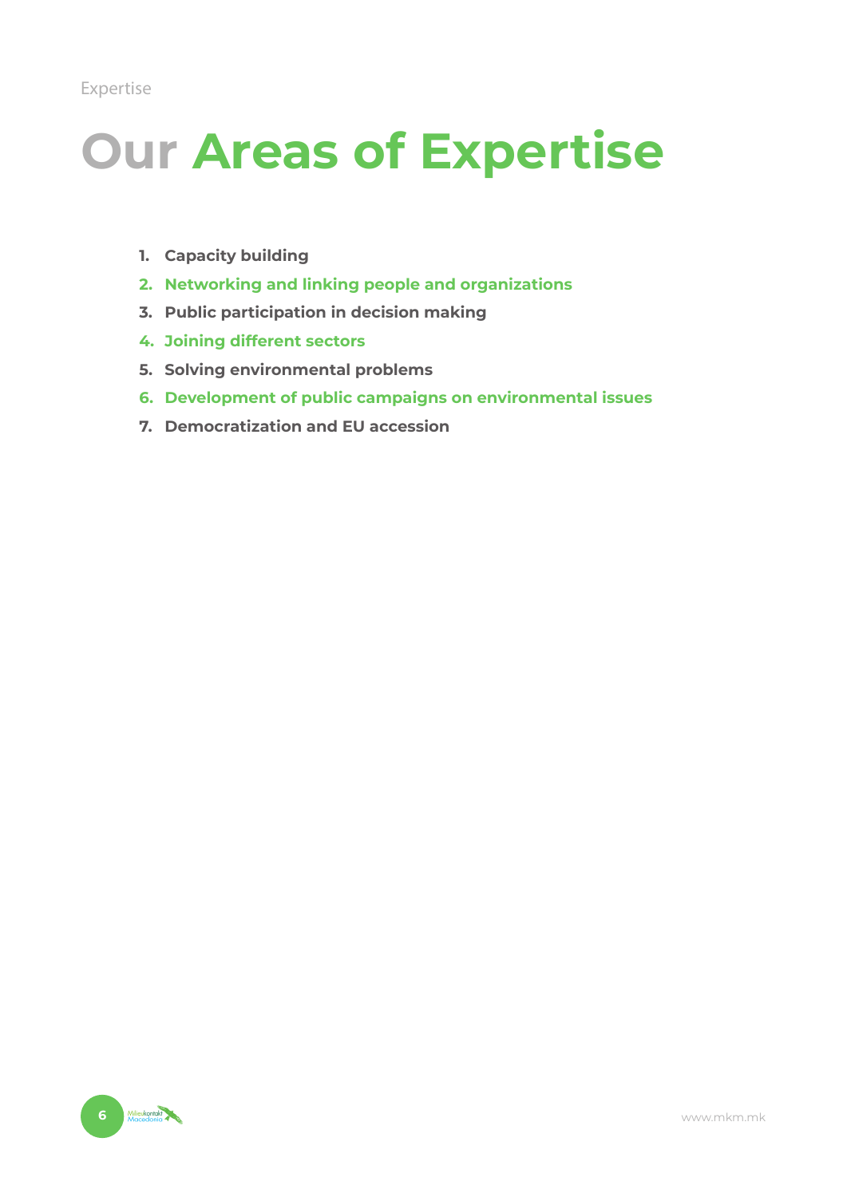# Our Areas of Expertise

1. **Capacity building**
2. **Networking and linking people and organizations**
3. **Public participation in decision making**
4. **Joining different sectors**
5. **Solving environmental problems**
6. **Development of public campaigns on environmental issues**
7. **Democratization and EU accession**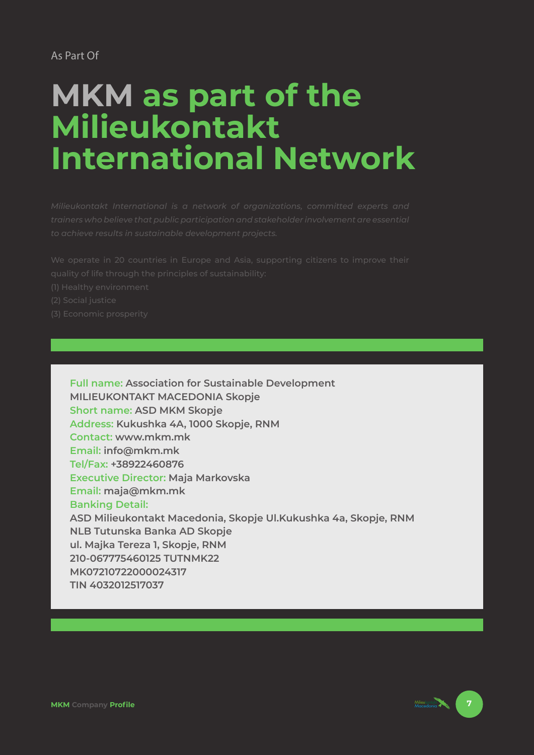As Part Of

# MKM as part of the Milieukontakt International Network

*Milieukontakt International is a network of organizations, committed experts and trainers who believe that public participation and stakeholder involvement are essential to achieve results in sustainable development projects.*

We operate in 20 countries in Europe and Asia, supporting citizens to improve their quality of life through the principles of sustainability:
(1) Healthy environment
(2) Social justice
(3) Economic prosperity

**Full name:** Association for Sustainable Development MILIEUKONTAKT MACEDONIA Skopje
**Short name:** ASD MKM Skopje
**Address:** Kukushka 4A, 1000 Skopje, RNM
**Contact:** www.mkm.mk
**Email:** info@mkm.mk
**Tel/Fax:** +38922460876
**Executive Director:** Maja Markovska
**Email:** maja@mkm.mk
**Banking Detail:**
ASD Milieukontakt Macedonia, Skopje Ul.Kukushka 4a, Skopje, RNM
NLB Tutunska Banka AD Skopje
ul. Majka Tereza 1, Skopje, RNM
210-067775460125 TUTNMK22
MK07210722000024317
TIN 4032012517037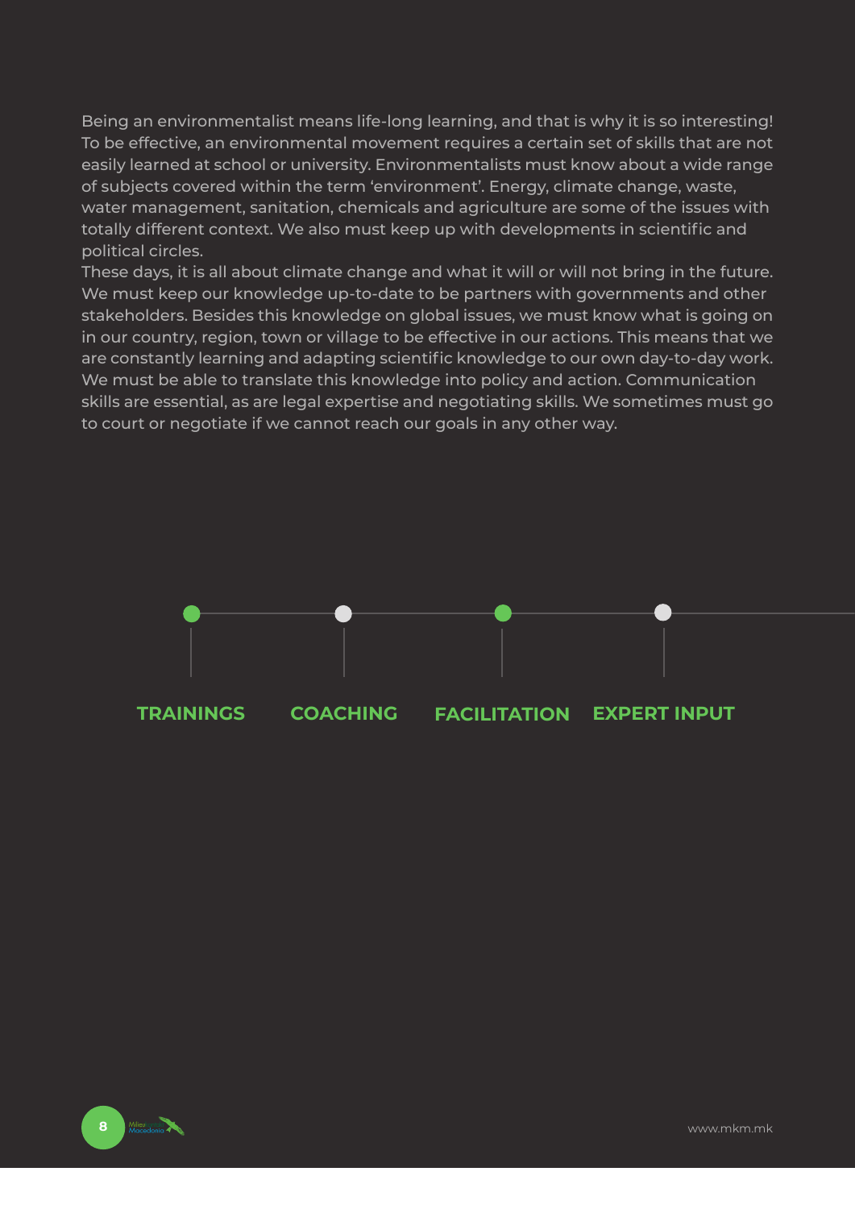Being an environmentalist means life-long learning, and that is why it is so interesting! To be effective, an environmental movement requires a certain set of skills that are not easily learned at school or university. Environmentalists must know about a wide range of subjects covered within the term 'environment'. Energy, climate change, waste, water management, sanitation, chemicals and agriculture are some of the issues with totally different context. We also must keep up with developments in scientific and political circles.

These days, it is all about climate change and what it will or will not bring in the future. We must keep our knowledge up-to-date to be partners with governments and other stakeholders. Besides this knowledge on global issues, we must know what is going on in our country, region, town or village to be effective in our actions. This means that we are constantly learning and adapting scientific knowledge to our own day-to-day work. We must be able to translate this knowledge into policy and action. Communication skills are essential, as are legal expertise and negotiating skills. We sometimes must go to court or negotiate if we cannot reach our goals in any other way.

**TRAININGS** — **COACHING** — **FACILITATION** — **EXPERT INPUT**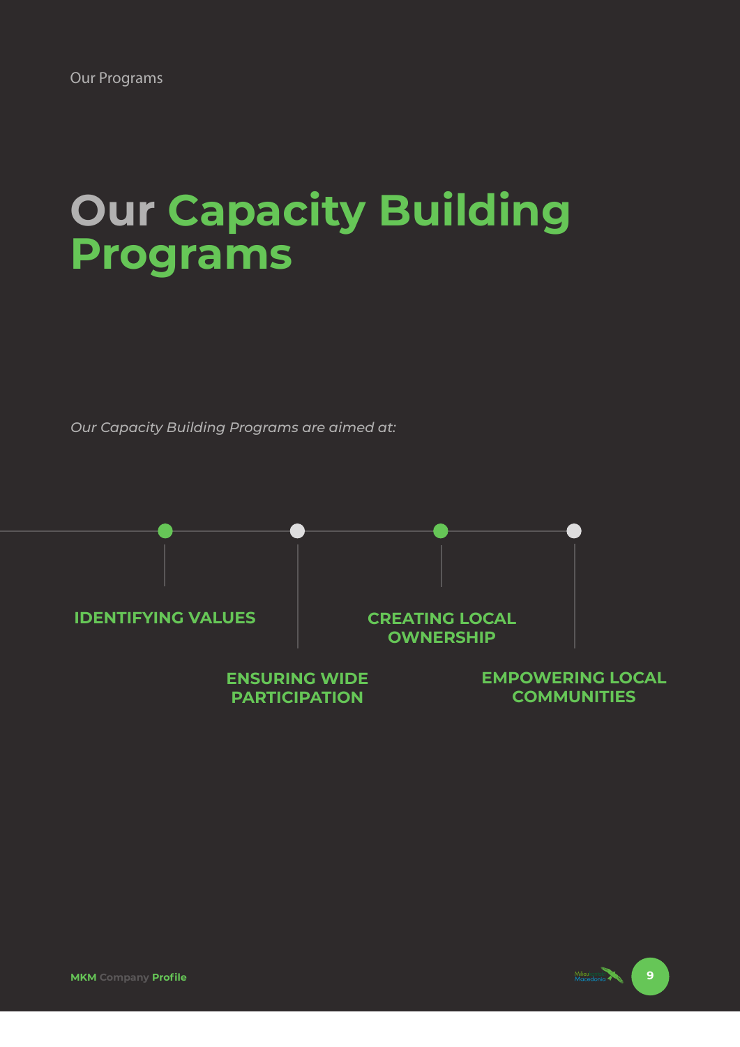# Our Capacity Building Programs

*Our Capacity Building Programs are aimed at:*

- IDENTIFYING VALUES
- ENSURING WIDE PARTICIPATION
- CREATING LOCAL OWNERSHIP
- EMPOWERING LOCAL COMMUNITIES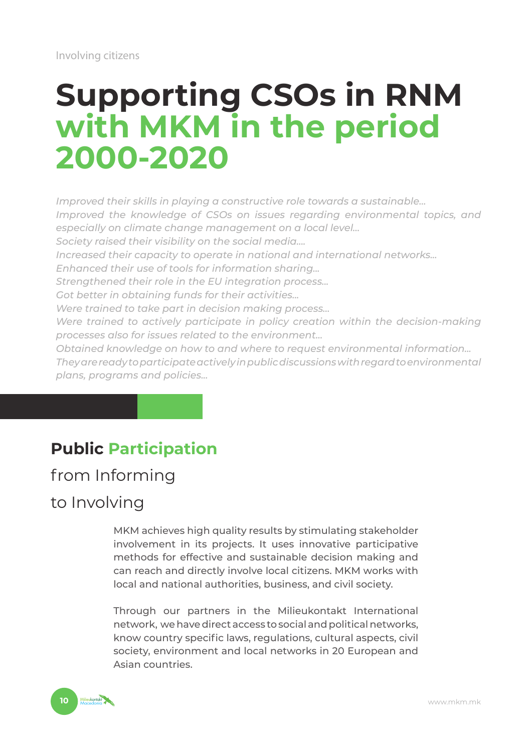Involving citizens

# Supporting CSOs in RNM with MKM in the period 2000-2020

*Improved their skills in playing a constructive role towards a sustainable...*
*Improved the knowledge of CSOs on issues regarding environmental topics, and especially on climate change management on a local level...*
*Society raised their visibility on the social media....*
*Increased their capacity to operate in national and international networks...*
*Enhanced their use of tools for information sharing...*
*Strengthened their role in the EU integration process...*
*Got better in obtaining funds for their activities...*
*Were trained to take part in decision making process...*
*Were trained to actively participate in policy creation within the decision-making processes also for issues related to the environment...*
*Obtained knowledge on how to and where to request environmental information...*
*They are ready to participate actively in public discussions with regard to environmental plans, programs and policies...*

## Public Participation

from Informing

to Involving

MKM achieves high quality results by stimulating stakeholder involvement in its projects. It uses innovative participative methods for effective and sustainable decision making and can reach and directly involve local citizens. MKM works with local and national authorities, business, and civil society.

Through our partners in the Milieukontakt International network, we have direct access to social and political networks, know country specific laws, regulations, cultural aspects, civil society, environment and local networks in 20 European and Asian countries.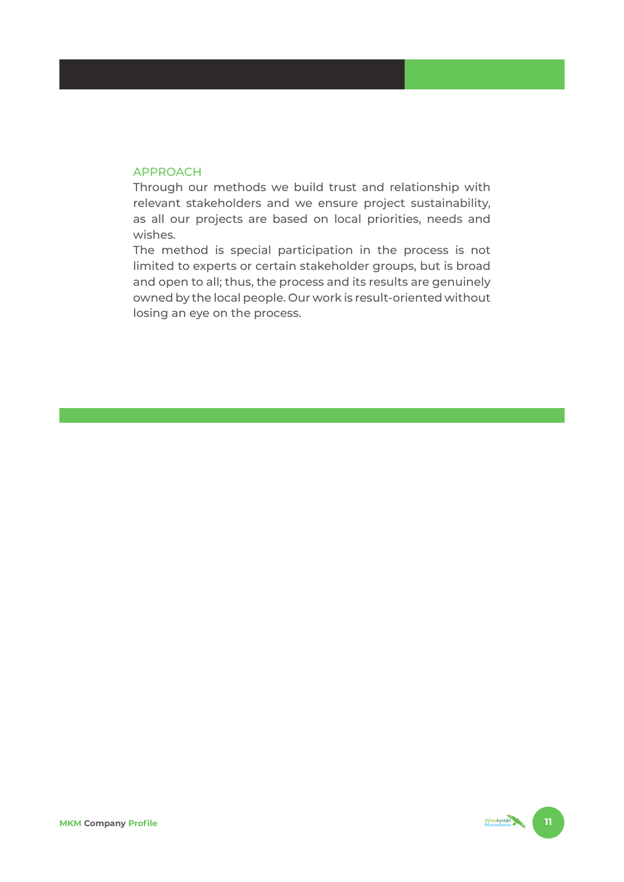## APPROACH

Through our methods we build trust and relationship with relevant stakeholders and we ensure project sustainability, as all our projects are based on local priorities, needs and wishes.

The method is special participation in the process is not limited to experts or certain stakeholder groups, but is broad and open to all; thus, the process and its results are genuinely owned by the local people. Our work is result-oriented without losing an eye on the process.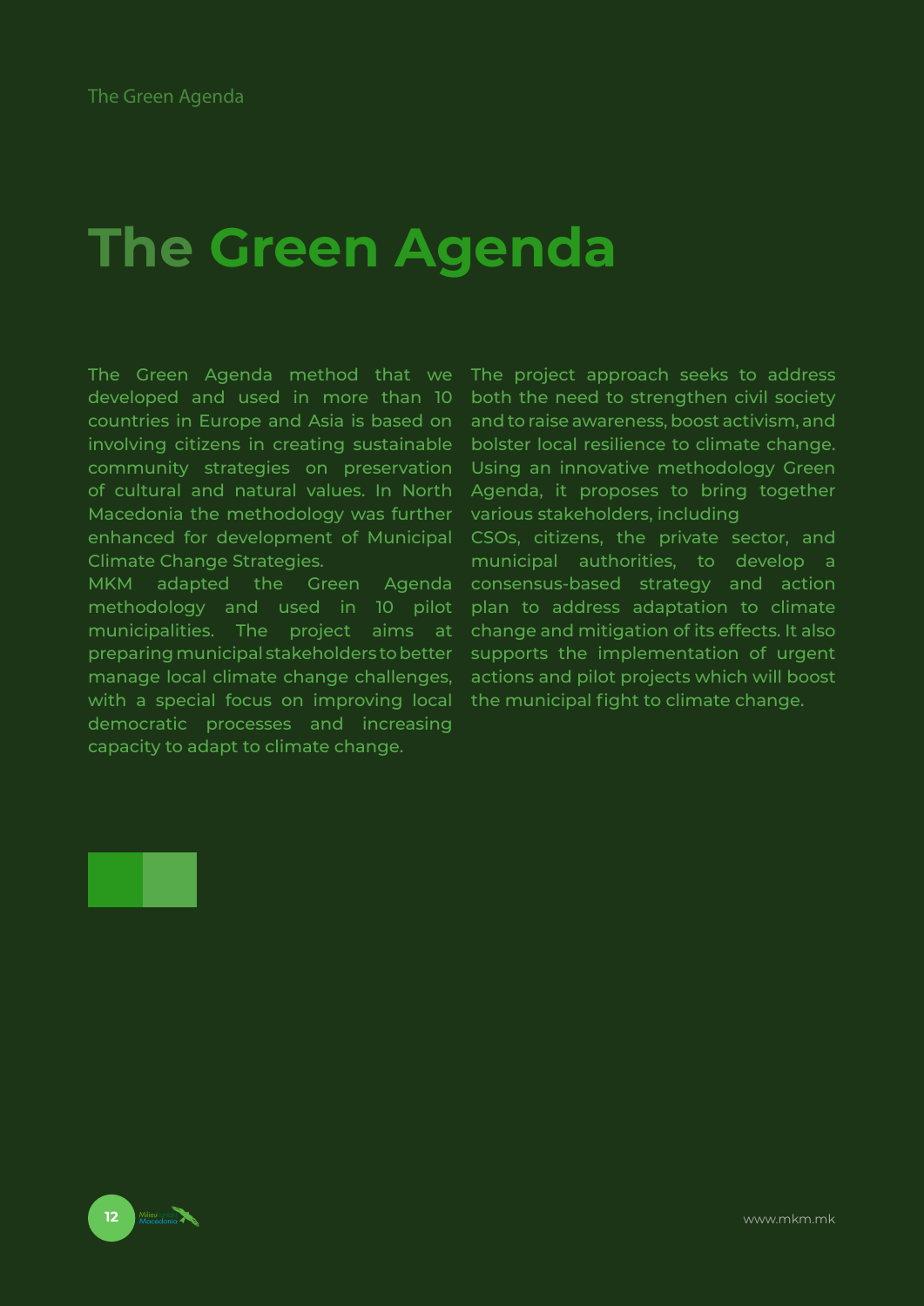# The Green Agenda

The Green Agenda method that we developed and used in more than 10 countries in Europe and Asia is based on involving citizens in creating sustainable community strategies on preservation of cultural and natural values. In North Macedonia the methodology was further enhanced for development of Municipal Climate Change Strategies.

MKM adapted the Green Agenda methodology and used in 10 pilot municipalities. The project aims at preparing municipal stakeholders to better manage local climate change challenges, with a special focus on improving local democratic processes and increasing capacity to adapt to climate change.

The project approach seeks to address both the need to strengthen civil society and to raise awareness, boost activism, and bolster local resilience to climate change. Using an innovative methodology Green Agenda, it proposes to bring together various stakeholders, including CSOs, citizens, the private sector, and municipal authorities, to develop a consensus-based strategy and action plan to address adaptation to climate change and mitigation of its effects. It also supports the implementation of urgent actions and pilot projects which will boost the municipal fight to climate change.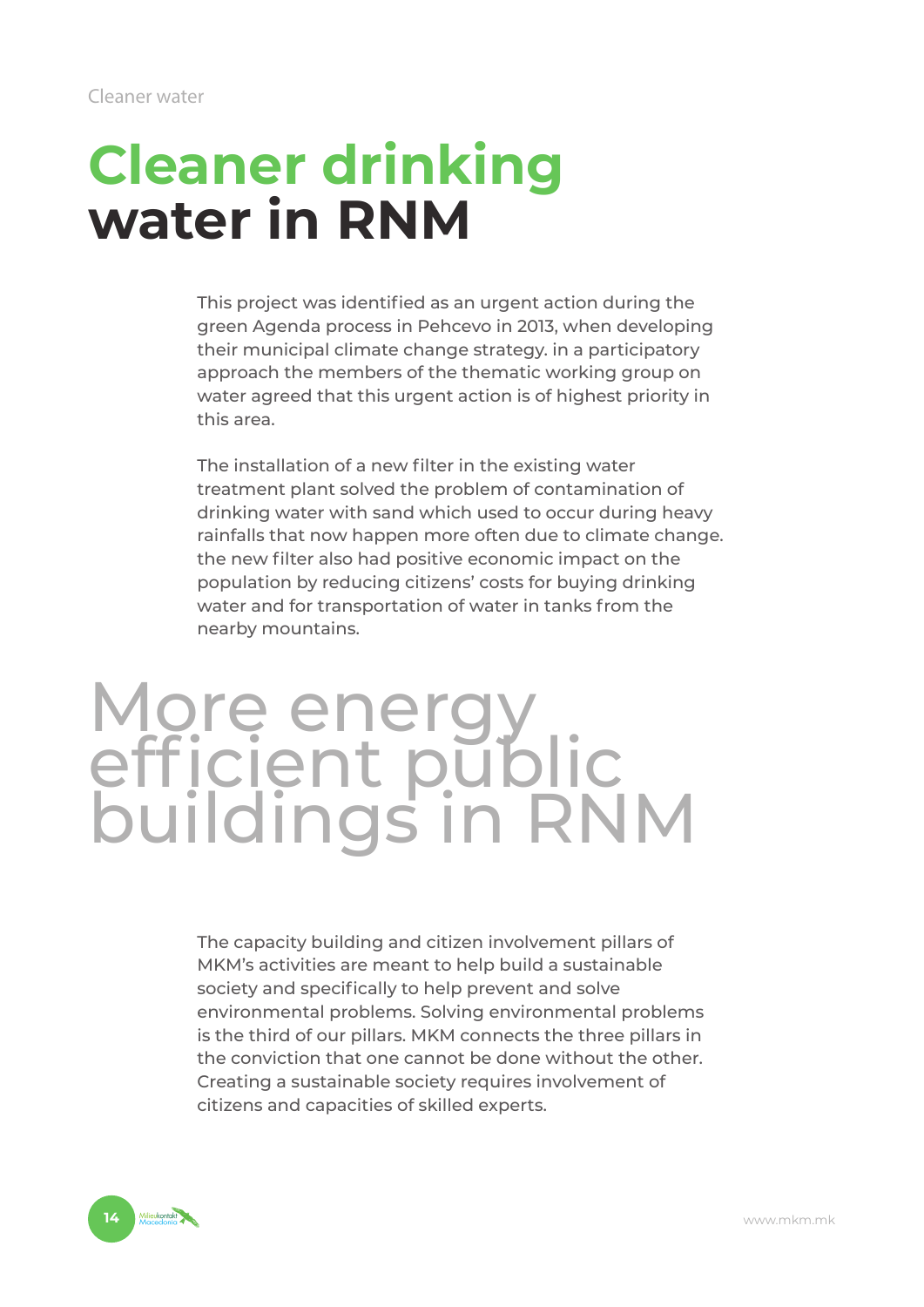# Cleaner drinking water in RNM

This project was identified as an urgent action during the green Agenda process in Pehcevo in 2013, when developing their municipal climate change strategy. in a participatory approach the members of the thematic working group on water agreed that this urgent action is of highest priority in this area.

The installation of a new filter in the existing water treatment plant solved the problem of contamination of drinking water with sand which used to occur during heavy rainfalls that now happen more often due to climate change. the new filter also had positive economic impact on the population by reducing citizens' costs for buying drinking water and for transportation of water in tanks from the nearby mountains.

# More energy efficient public buildings in RNM

The capacity building and citizen involvement pillars of MKM's activities are meant to help build a sustainable society and specifically to help prevent and solve environmental problems. Solving environmental problems is the third of our pillars. MKM connects the three pillars in the conviction that one cannot be done without the other. Creating a sustainable society requires involvement of citizens and capacities of skilled experts.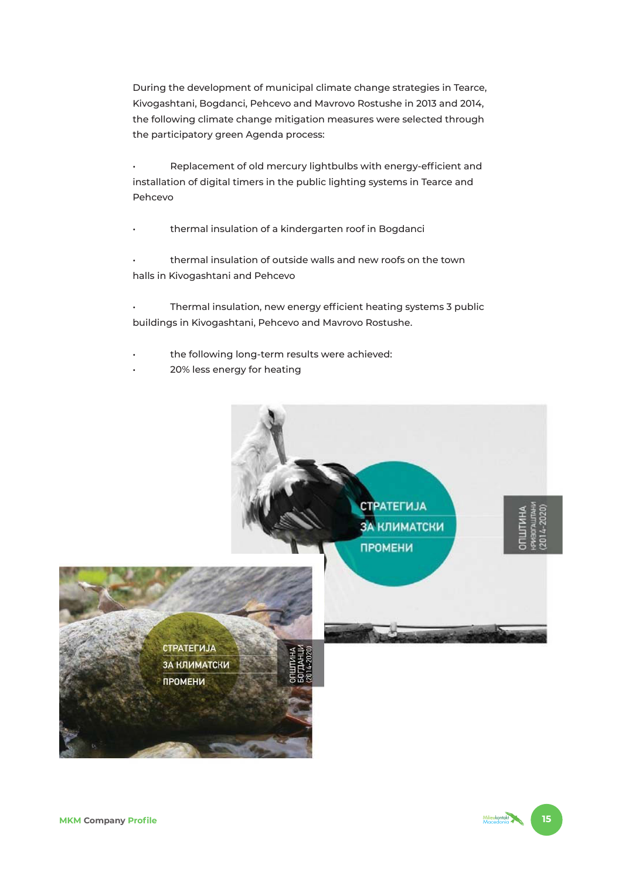During the development of municipal climate change strategies in Tearce, Kivogashtani, Bogdanci, Pehcevo and Mavrovo Rostushe in 2013 and 2014, the following climate change mitigation measures were selected through the participatory green Agenda process:

- Replacement of old mercury lightbulbs with energy-efficient and installation of digital timers in the public lighting systems in Tearce and Pehcevo

- thermal insulation of a kindergarten roof in Bogdanci

- thermal insulation of outside walls and new roofs on the town halls in Kivogashtani and Pehcevo

- Thermal insulation, new energy efficient heating systems 3 public buildings in Kivogashtani, Pehcevo and Mavrovo Rostushe.

- the following long-term results were achieved:
- 20% less energy for heating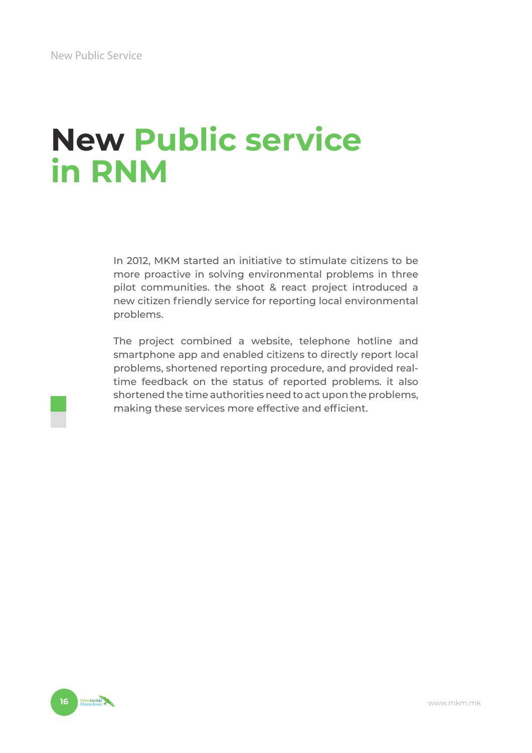# New Public service in RNM

In 2012, MKM started an initiative to stimulate citizens to be more proactive in solving environmental problems in three pilot communities. the shoot & react project introduced a new citizen friendly service for reporting local environmental problems.

The project combined a website, telephone hotline and smartphone app and enabled citizens to directly report local problems, shortened reporting procedure, and provided real-time feedback on the status of reported problems. it also shortened the time authorities need to act upon the problems, making these services more effective and efficient.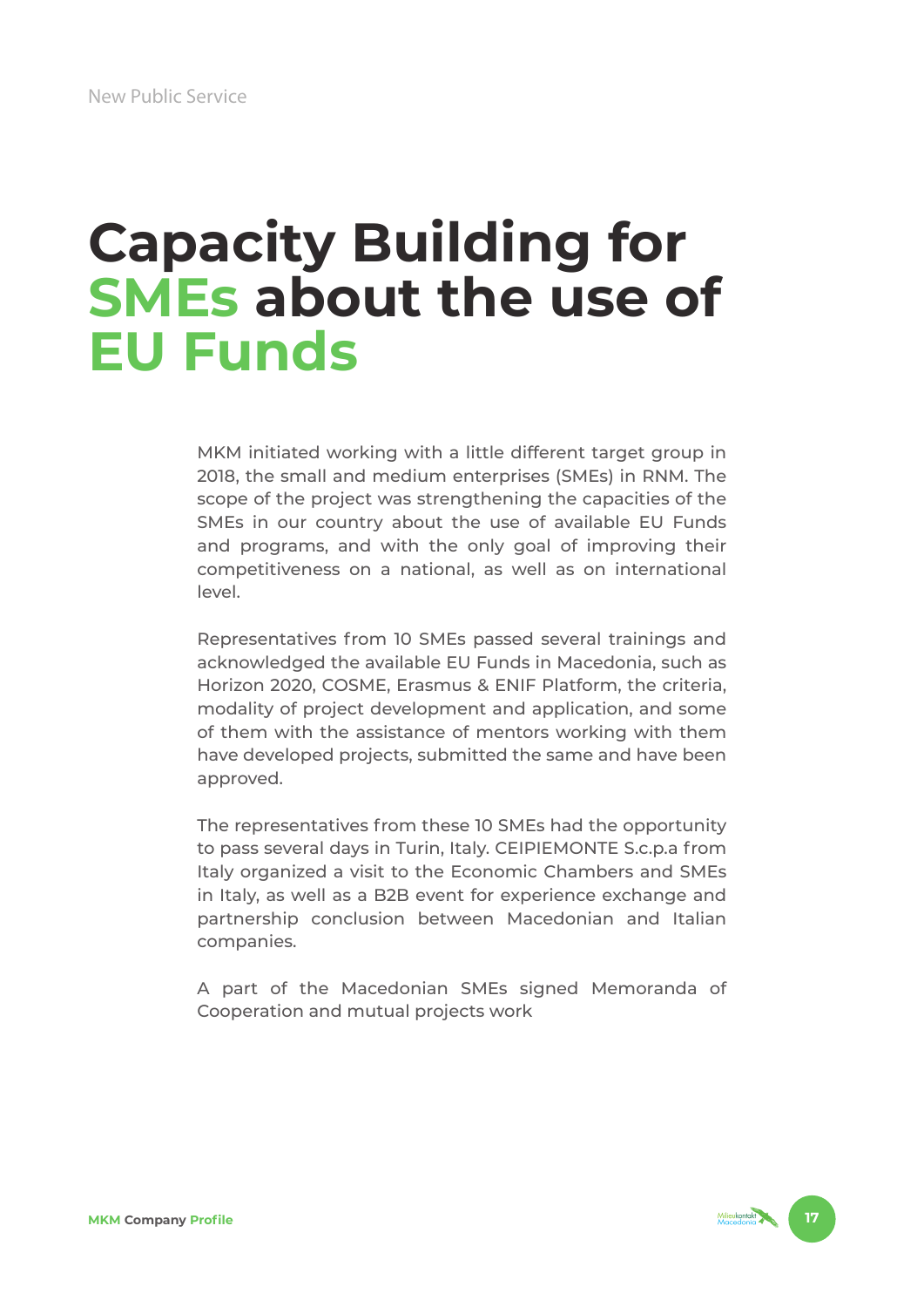# Capacity Building for SMEs about the use of EU Funds

MKM initiated working with a little different target group in 2018, the small and medium enterprises (SMEs) in RNM. The scope of the project was strengthening the capacities of the SMEs in our country about the use of available EU Funds and programs, and with the only goal of improving their competitiveness on a national, as well as on international level.

Representatives from 10 SMEs passed several trainings and acknowledged the available EU Funds in Macedonia, such as Horizon 2020, COSME, Erasmus & ENIF Platform, the criteria, modality of project development and application, and some of them with the assistance of mentors working with them have developed projects, submitted the same and have been approved.

The representatives from these 10 SMEs had the opportunity to pass several days in Turin, Italy. CEIPIEMONTE S.c.p.a from Italy organized a visit to the Economic Chambers and SMEs in Italy, as well as a B2B event for experience exchange and partnership conclusion between Macedonian and Italian companies.

A part of the Macedonian SMEs signed Memoranda of Cooperation and mutual projects work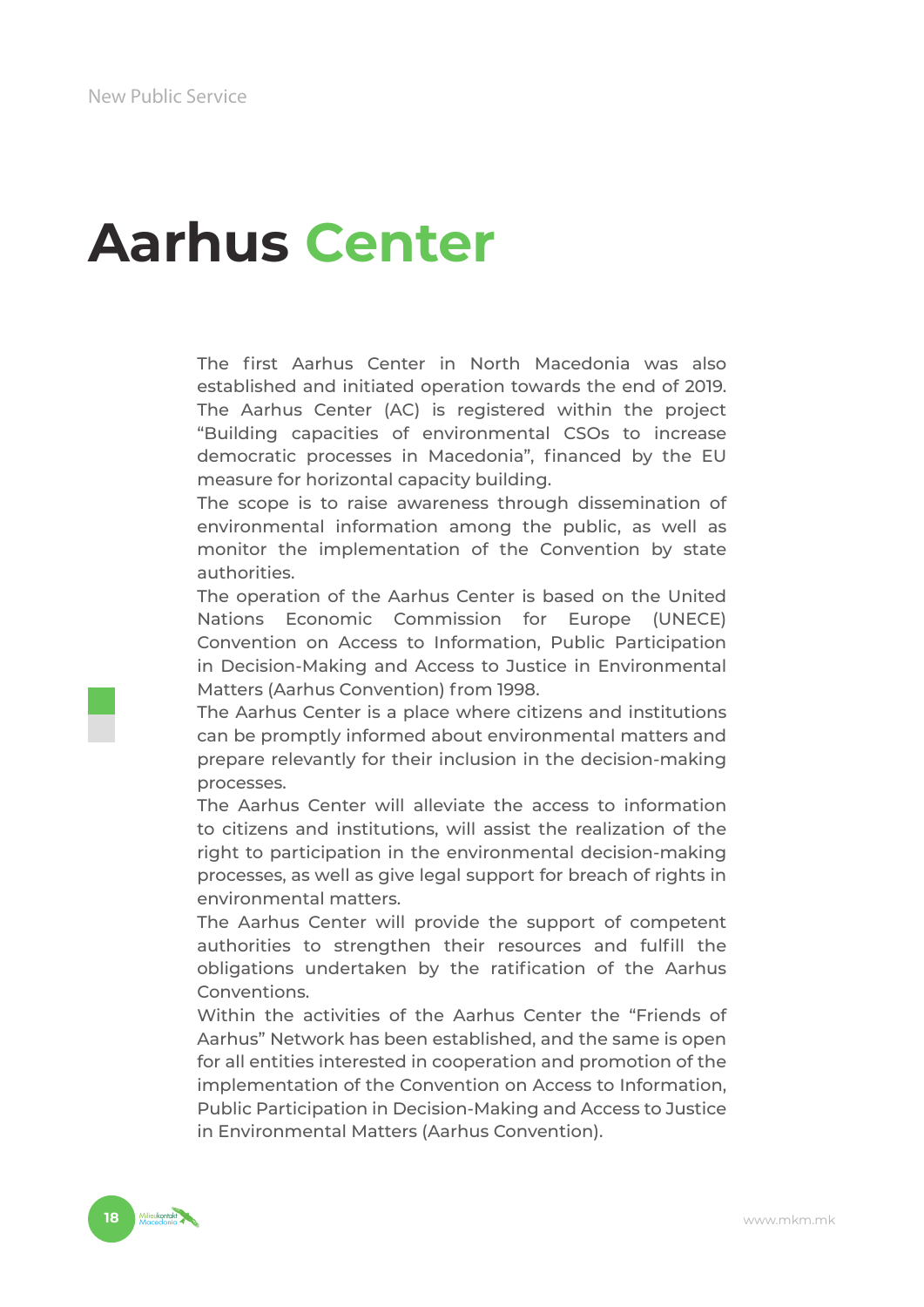# Aarhus Center

The first Aarhus Center in North Macedonia was also established and initiated operation towards the end of 2019. The Aarhus Center (AC) is registered within the project "Building capacities of environmental CSOs to increase democratic processes in Macedonia", financed by the EU measure for horizontal capacity building.

The scope is to raise awareness through dissemination of environmental information among the public, as well as monitor the implementation of the Convention by state authorities.

The operation of the Aarhus Center is based on the United Nations Economic Commission for Europe (UNECE) Convention on Access to Information, Public Participation in Decision-Making and Access to Justice in Environmental Matters (Aarhus Convention) from 1998.

The Aarhus Center is a place where citizens and institutions can be promptly informed about environmental matters and prepare relevantly for their inclusion in the decision-making processes.

The Aarhus Center will alleviate the access to information to citizens and institutions, will assist the realization of the right to participation in the environmental decision-making processes, as well as give legal support for breach of rights in environmental matters.

The Aarhus Center will provide the support of competent authorities to strengthen their resources and fulfill the obligations undertaken by the ratification of the Aarhus Conventions.

Within the activities of the Aarhus Center the "Friends of Aarhus" Network has been established, and the same is open for all entities interested in cooperation and promotion of the implementation of the Convention on Access to Information, Public Participation in Decision-Making and Access to Justice in Environmental Matters (Aarhus Convention).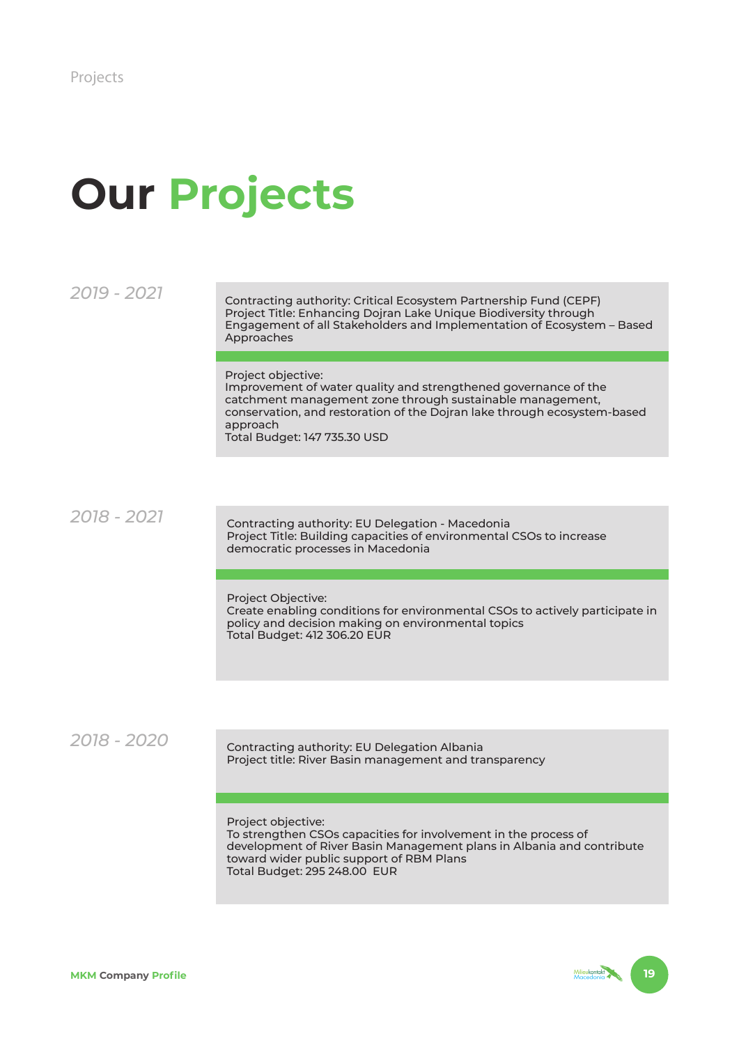# Our Projects

*2019 - 2021*

Contracting authority: Critical Ecosystem Partnership Fund (CEPF)
Project Title: Enhancing Dojran Lake Unique Biodiversity through Engagement of all Stakeholders and Implementation of Ecosystem – Based Approaches

Project objective:
Improvement of water quality and strengthened governance of the catchment management zone through sustainable management, conservation, and restoration of the Dojran lake through ecosystem-based approach
Total Budget: 147 735.30 USD

*2018 - 2021*

Contracting authority: EU Delegation - Macedonia
Project Title: Building capacities of environmental CSOs to increase democratic processes in Macedonia

Project Objective:
Create enabling conditions for environmental CSOs to actively participate in policy and decision making on environmental topics
Total Budget: 412 306.20 EUR

*2018 - 2020*

Contracting authority: EU Delegation Albania
Project title: River Basin management and transparency

Project objective:
To strengthen CSOs capacities for involvement in the process of development of River Basin Management plans in Albania and contribute toward wider public support of RBM Plans
Total Budget: 295 248.00 EUR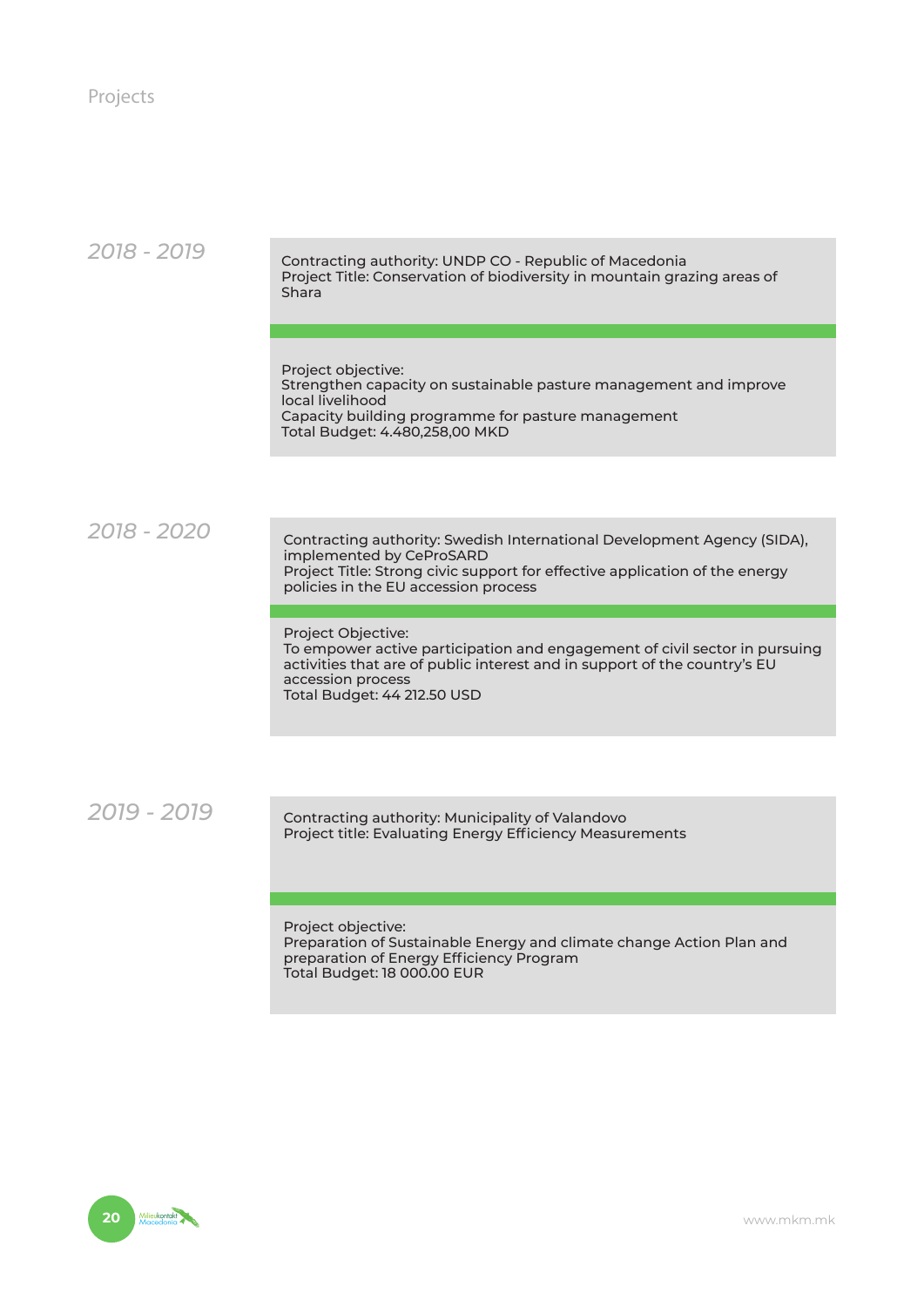Projects

*2018 - 2019*

Contracting authority: UNDP CO - Republic of Macedonia
Project Title: Conservation of biodiversity in mountain grazing areas of Shara

Project objective:
Strengthen capacity on sustainable pasture management and improve local livelihood
Capacity building programme for pasture management
Total Budget: 4.480,258,00 MKD

*2018 - 2020*

Contracting authority: Swedish International Development Agency (SIDA), implemented by CeProSARD
Project Title: Strong civic support for effective application of the energy policies in the EU accession process

Project Objective:
To empower active participation and engagement of civil sector in pursuing activities that are of public interest and in support of the country's EU accession process
Total Budget: 44 212.50 USD

*2019 - 2019*

Contracting authority: Municipality of Valandovo
Project title: Evaluating Energy Efficiency Measurements

Project objective:
Preparation of Sustainable Energy and climate change Action Plan and preparation of Energy Efficiency Program
Total Budget: 18 000.00 EUR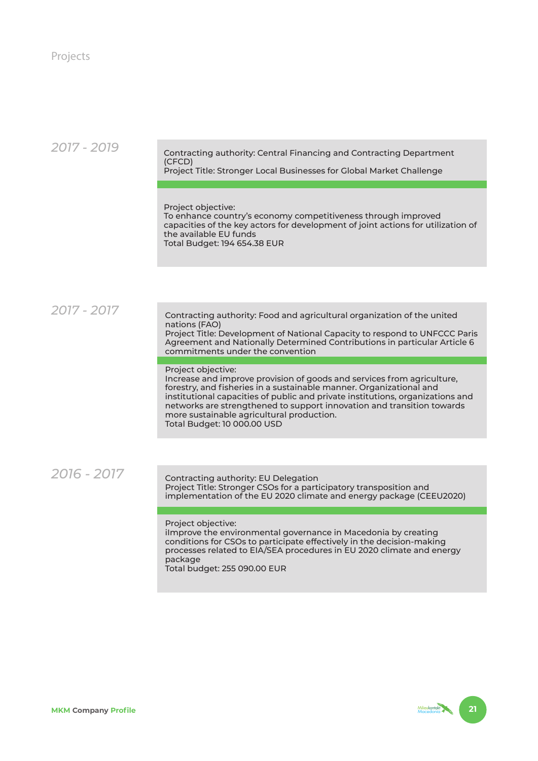Projects

*2017 - 2019*

Contracting authority: Central Financing and Contracting Department (CFCD)
Project Title: Stronger Local Businesses for Global Market Challenge

Project objective:
To enhance country's economy competitiveness through improved capacities of the key actors for development of joint actions for utilization of the available EU funds
Total Budget: 194 654.38 EUR

*2017 - 2017*

Contracting authority: Food and agricultural organization of the united nations (FAO)
Project Title: Development of National Capacity to respond to UNFCCC Paris Agreement and Nationally Determined Contributions in particular Article 6 commitments under the convention

Project objective:
Increase and improve provision of goods and services from agriculture, forestry, and fisheries in a sustainable manner. Organizational and institutional capacities of public and private institutions, organizations and networks are strengthened to support innovation and transition towards more sustainable agricultural production.
Total Budget: 10 000.00 USD

*2016 - 2017*

Contracting authority: EU Delegation
Project Title: Stronger CSOs for a participatory transposition and implementation of the EU 2020 climate and energy package (CEEU2020)

Project objective:
iImprove the environmental governance in Macedonia by creating conditions for CSOs to participate effectively in the decision-making processes related to EIA/SEA procedures in EU 2020 climate and energy package
Total budget: 255 090.00 EUR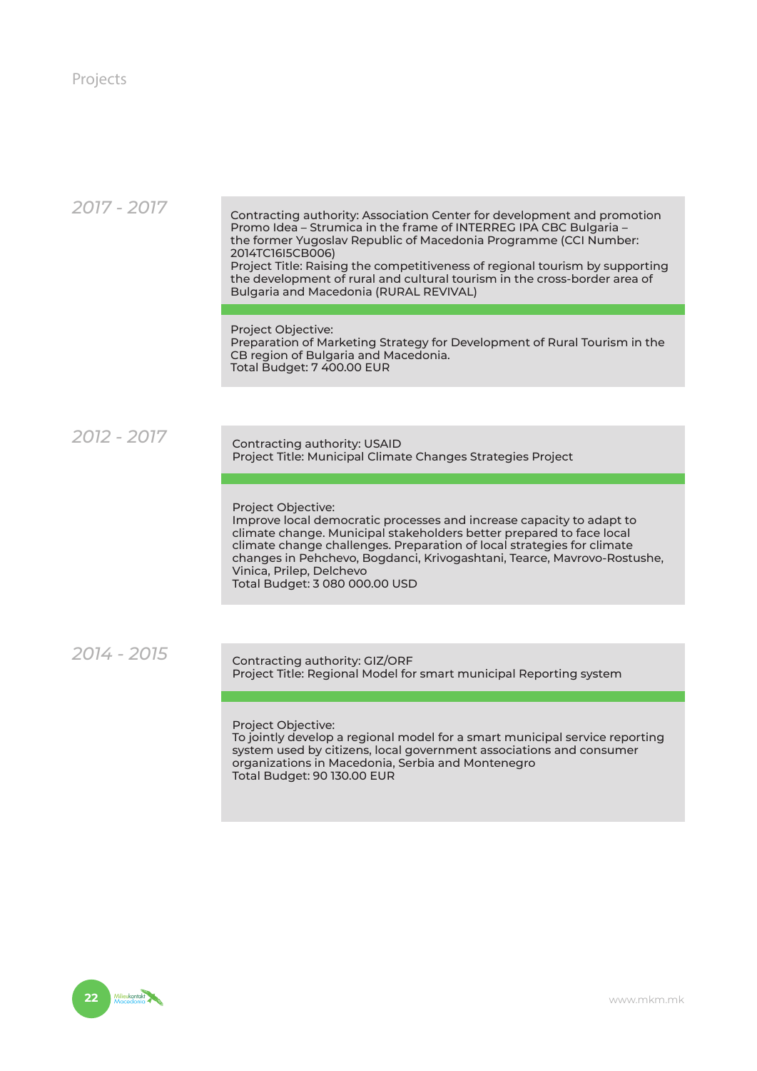Projects

### 2017 - 2017

Contracting authority: Association Center for development and promotion Promo Idea – Strumica in the frame of INTERREG IPA CBC Bulgaria – the former Yugoslav Republic of Macedonia Programme (CCI Number: 2014TC16I5CB006)
Project Title: Raising the competitiveness of regional tourism by supporting the development of rural and cultural tourism in the cross-border area of Bulgaria and Macedonia (RURAL REVIVAL)

Project Objective:
Preparation of Marketing Strategy for Development of Rural Tourism in the CB region of Bulgaria and Macedonia.
Total Budget: 7 400.00 EUR

### 2012 - 2017

Contracting authority: USAID
Project Title: Municipal Climate Changes Strategies Project

Project Objective:
Improve local democratic processes and increase capacity to adapt to climate change. Municipal stakeholders better prepared to face local climate change challenges. Preparation of local strategies for climate changes in Pehchevo, Bogdanci, Krivogashtani, Tearce, Mavrovo-Rostushe, Vinica, Prilep, Delchevo
Total Budget: 3 080 000.00 USD

### 2014 - 2015

Contracting authority: GIZ/ORF
Project Title: Regional Model for smart municipal Reporting system

Project Objective:
To jointly develop a regional model for a smart municipal service reporting system used by citizens, local government associations and consumer organizations in Macedonia, Serbia and Montenegro
Total Budget: 90 130.00 EUR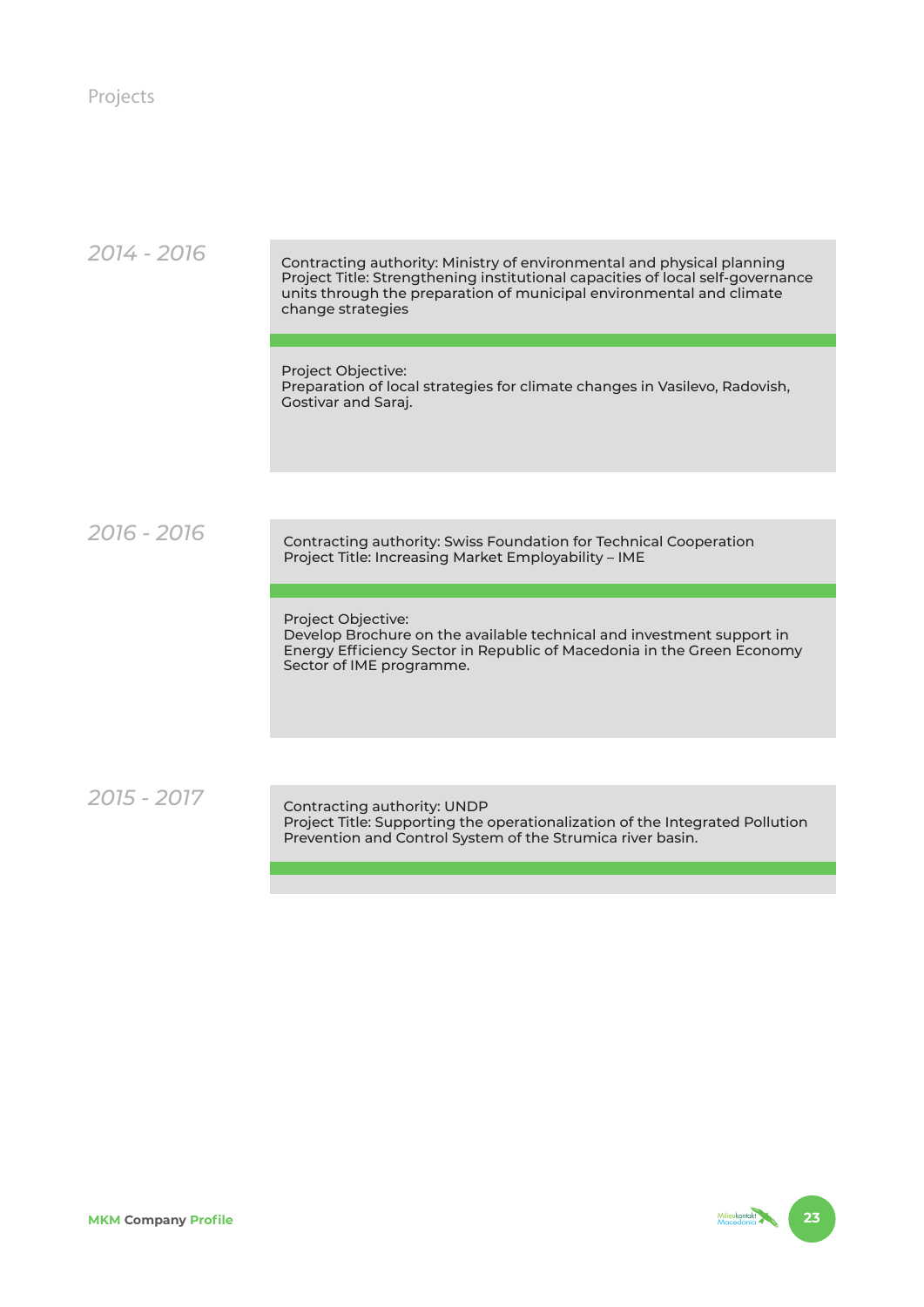Projects

*2014 - 2016*

Contracting authority: Ministry of environmental and physical planning
Project Title: Strengthening institutional capacities of local self-governance units through the preparation of municipal environmental and climate change strategies

Project Objective:
Preparation of local strategies for climate changes in Vasilevo, Radovish, Gostivar and Saraj.

*2016 - 2016*

Contracting authority: Swiss Foundation for Technical Cooperation
Project Title: Increasing Market Employability – IME

Project Objective:
Develop Brochure on the available technical and investment support in Energy Efficiency Sector in Republic of Macedonia in the Green Economy Sector of IME programme.

*2015 - 2017*

Contracting authority: UNDP
Project Title: Supporting the operationalization of the Integrated Pollution Prevention and Control System of the Strumica river basin.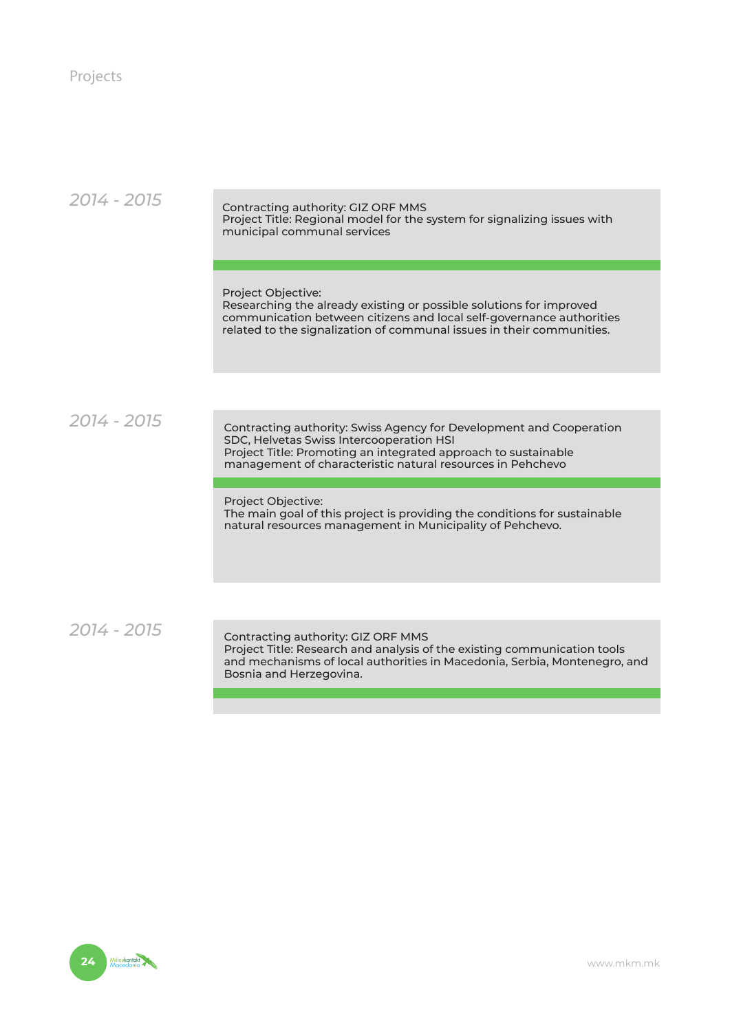Projects

*2014 - 2015*

Contracting authority: GIZ ORF MMS
Project Title: Regional model for the system for signalizing issues with municipal communal services

Project Objective:
Researching the already existing or possible solutions for improved communication between citizens and local self-governance authorities related to the signalization of communal issues in their communities.

*2014 - 2015*

Contracting authority: Swiss Agency for Development and Cooperation SDC, Helvetas Swiss Intercooperation HSI
Project Title: Promoting an integrated approach to sustainable management of characteristic natural resources in Pehchevo

Project Objective:
The main goal of this project is providing the conditions for sustainable natural resources management in Municipality of Pehchevo.

*2014 - 2015*

Contracting authority: GIZ ORF MMS
Project Title: Research and analysis of the existing communication tools and mechanisms of local authorities in Macedonia, Serbia, Montenegro, and Bosnia and Herzegovina.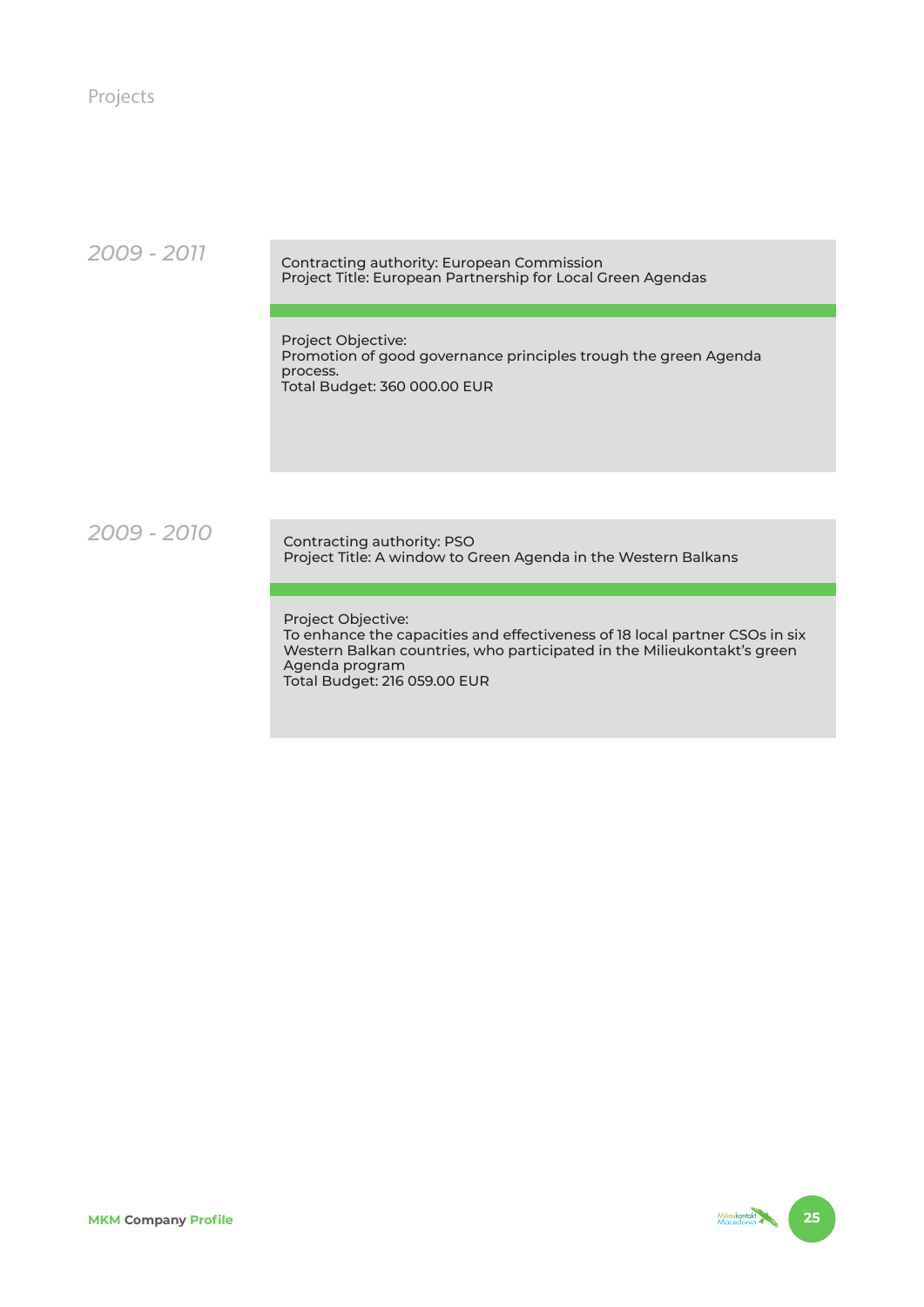Projects

*2009 - 2011*

Contracting authority: European Commission
Project Title: European Partnership for Local Green Agendas

Project Objective:
Promotion of good governance principles trough the green Agenda process.
Total Budget: 360 000.00 EUR

*2009 - 2010*

Contracting authority: PSO
Project Title: A window to Green Agenda in the Western Balkans

Project Objective:
To enhance the capacities and effectiveness of 18 local partner CSOs in six Western Balkan countries, who participated in the Milieukontakt's green Agenda program
Total Budget: 216 059.00 EUR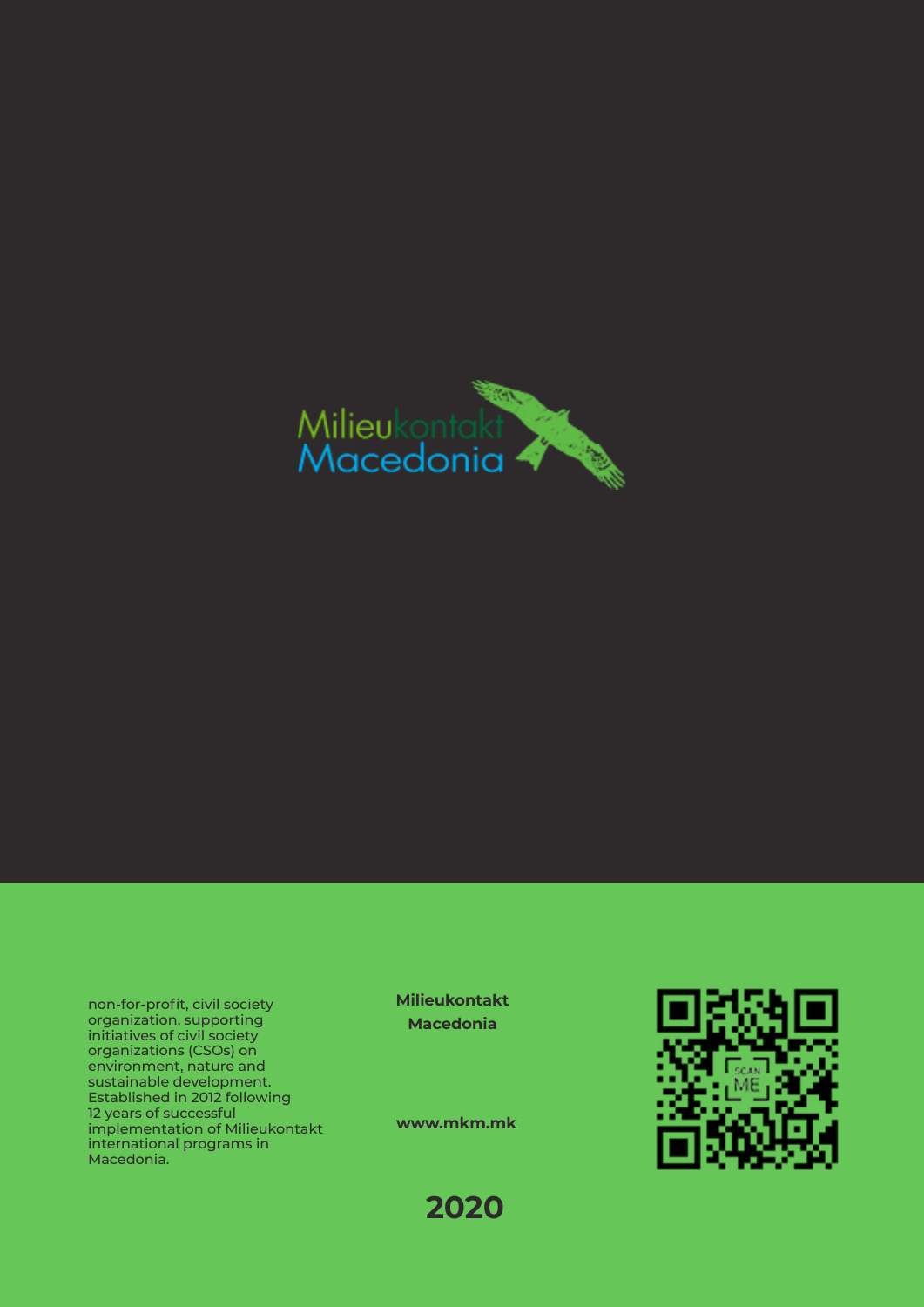Milieukontakt
Macedonia

non-for-profit, civil society organization, supporting initiatives of civil society organizations (CSOs) on environment, nature and sustainable development. Established in 2012 following 12 years of successful implementation of Milieukontakt international programs in Macedonia.

**Milieukontakt Macedonia**

**www.mkm.mk**

SCAN ME

**2020**